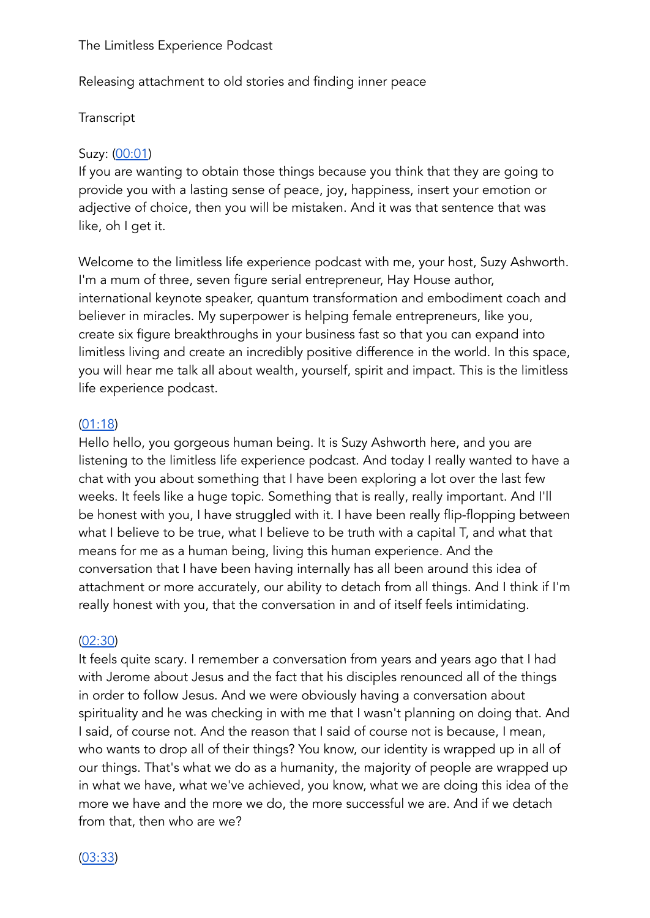The Limitless Experience Podcast

Releasing attachment to old stories and finding inner peace

Transcript

Suzy: (00:01)
If you are wanting to obtain those things because you think that they are going to provide you with a lasting sense of peace, joy, happiness, insert your emotion or adjective of choice, then you will be mistaken. And it was that sentence that was like, oh I get it.

Welcome to the limitless life experience podcast with me, your host, Suzy Ashworth. I'm a mum of three, seven figure serial entrepreneur, Hay House author, international keynote speaker, quantum transformation and embodiment coach and believer in miracles. My superpower is helping female entrepreneurs, like you, create six figure breakthroughs in your business fast so that you can expand into limitless living and create an incredibly positive difference in the world. In this space, you will hear me talk all about wealth, yourself, spirit and impact. This is the limitless life experience podcast.

(01:18)
Hello hello, you gorgeous human being. It is Suzy Ashworth here, and you are listening to the limitless life experience podcast. And today I really wanted to have a chat with you about something that I have been exploring a lot over the last few weeks. It feels like a huge topic. Something that is really, really important. And I'll be honest with you, I have struggled with it. I have been really flip-flopping between what I believe to be true, what I believe to be truth with a capital T, and what that means for me as a human being, living this human experience. And the conversation that I have been having internally has all been around this idea of attachment or more accurately, our ability to detach from all things. And I think if I'm really honest with you, that the conversation in and of itself feels intimidating.

(02:30)
It feels quite scary. I remember a conversation from years and years ago that I had with Jerome about Jesus and the fact that his disciples renounced all of the things in order to follow Jesus. And we were obviously having a conversation about spirituality and he was checking in with me that I wasn't planning on doing that. And I said, of course not. And the reason that I said of course not is because, I mean, who wants to drop all of their things? You know, our identity is wrapped up in all of our things. That's what we do as a humanity, the majority of people are wrapped up in what we have, what we've achieved, you know, what we are doing this idea of the more we have and the more we do, the more successful we are. And if we detach from that, then who are we?

(03:33)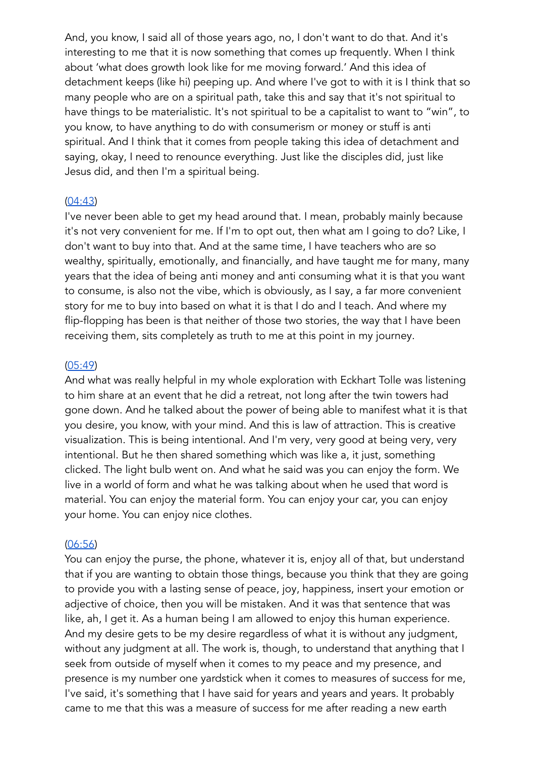And, you know, I said all of those years ago, no, I don't want to do that. And it's interesting to me that it is now something that comes up frequently. When I think about 'what does growth look like for me moving forward.' And this idea of detachment keeps (like hi) peeping up. And where I've got to with it is I think that so many people who are on a spiritual path, take this and say that it's not spiritual to have things to be materialistic. It's not spiritual to be a capitalist to want to "win", to you know, to have anything to do with consumerism or money or stuff is anti spiritual. And I think that it comes from people taking this idea of detachment and saying, okay, I need to renounce everything. Just like the disciples did, just like Jesus did, and then I'm a spiritual being.

(04:43)
I've never been able to get my head around that. I mean, probably mainly because it's not very convenient for me. If I'm to opt out, then what am I going to do? Like, I don't want to buy into that. And at the same time, I have teachers who are so wealthy, spiritually, emotionally, and financially, and have taught me for many, many years that the idea of being anti money and anti consuming what it is that you want to consume, is also not the vibe, which is obviously, as I say, a far more convenient story for me to buy into based on what it is that I do and I teach. And where my flip-flopping has been is that neither of those two stories, the way that I have been receiving them, sits completely as truth to me at this point in my journey.

(05:49)
And what was really helpful in my whole exploration with Eckhart Tolle was listening to him share at an event that he did a retreat, not long after the twin towers had gone down. And he talked about the power of being able to manifest what it is that you desire, you know, with your mind. And this is law of attraction. This is creative visualization. This is being intentional. And I'm very, very good at being very, very intentional. But he then shared something which was like a, it just, something clicked. The light bulb went on. And what he said was you can enjoy the form. We live in a world of form and what he was talking about when he used that word is material. You can enjoy the material form. You can enjoy your car, you can enjoy your home. You can enjoy nice clothes.

(06:56)
You can enjoy the purse, the phone, whatever it is, enjoy all of that, but understand that if you are wanting to obtain those things, because you think that they are going to provide you with a lasting sense of peace, joy, happiness, insert your emotion or adjective of choice, then you will be mistaken. And it was that sentence that was like, ah, I get it. As a human being I am allowed to enjoy this human experience. And my desire gets to be my desire regardless of what it is without any judgment, without any judgment at all. The work is, though, to understand that anything that I seek from outside of myself when it comes to my peace and my presence, and presence is my number one yardstick when it comes to measures of success for me, I've said, it's something that I have said for years and years and years. It probably came to me that this was a measure of success for me after reading a new earth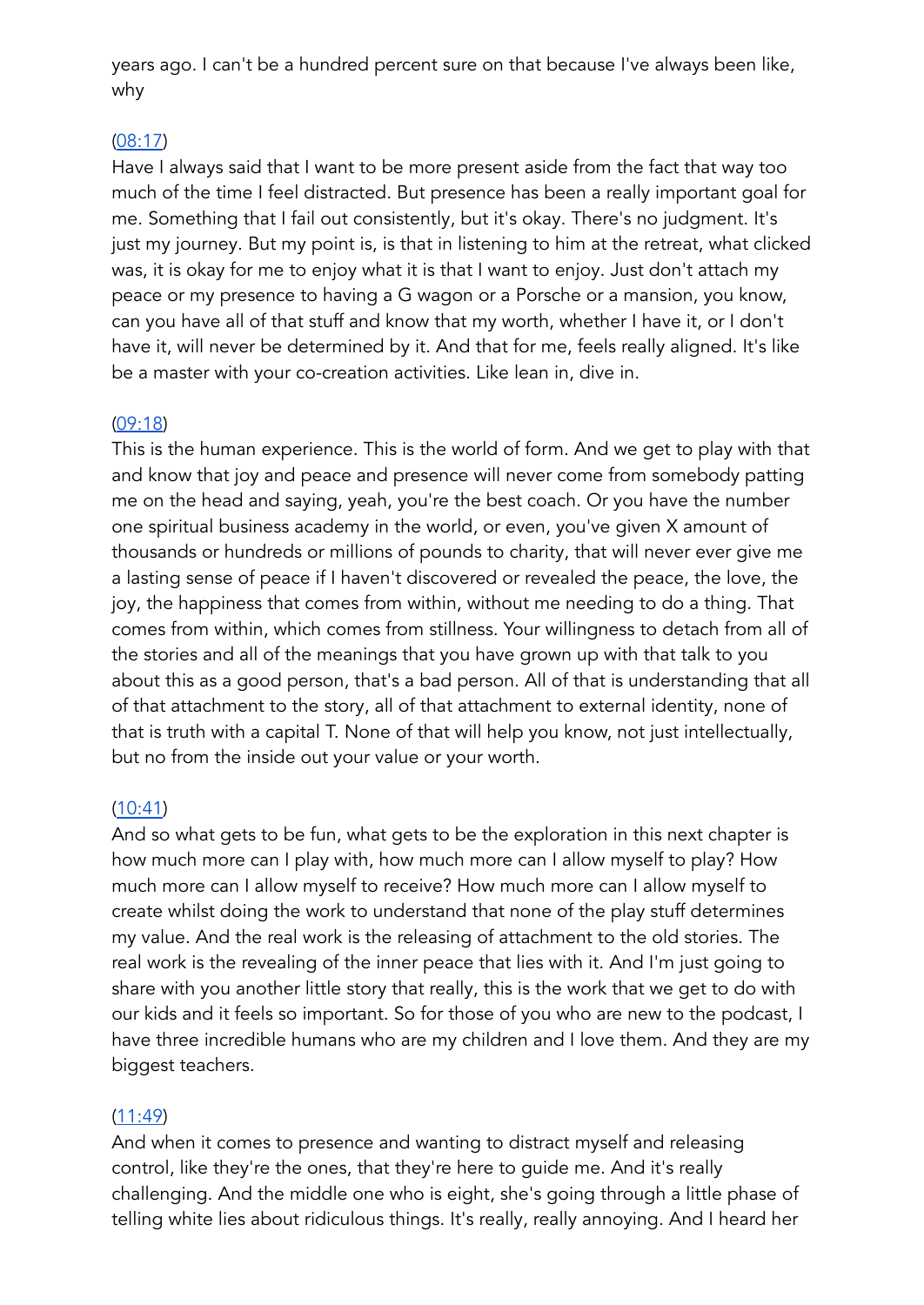years ago. I can't be a hundred percent sure on that because I've always been like, why

(08:17)
Have I always said that I want to be more present aside from the fact that way too much of the time I feel distracted. But presence has been a really important goal for me. Something that I fail out consistently, but it's okay. There's no judgment. It's just my journey. But my point is, is that in listening to him at the retreat, what clicked was, it is okay for me to enjoy what it is that I want to enjoy. Just don't attach my peace or my presence to having a G wagon or a Porsche or a mansion, you know, can you have all of that stuff and know that my worth, whether I have it, or I don't have it, will never be determined by it. And that for me, feels really aligned. It's like be a master with your co-creation activities. Like lean in, dive in.

(09:18)
This is the human experience. This is the world of form. And we get to play with that and know that joy and peace and presence will never come from somebody patting me on the head and saying, yeah, you're the best coach. Or you have the number one spiritual business academy in the world, or even, you've given X amount of thousands or hundreds or millions of pounds to charity, that will never ever give me a lasting sense of peace if I haven't discovered or revealed the peace, the love, the joy, the happiness that comes from within, without me needing to do a thing. That comes from within, which comes from stillness. Your willingness to detach from all of the stories and all of the meanings that you have grown up with that talk to you about this as a good person, that's a bad person. All of that is understanding that all of that attachment to the story, all of that attachment to external identity, none of that is truth with a capital T. None of that will help you know, not just intellectually, but no from the inside out your value or your worth.

(10:41)
And so what gets to be fun, what gets to be the exploration in this next chapter is how much more can I play with, how much more can I allow myself to play? How much more can I allow myself to receive? How much more can I allow myself to create whilst doing the work to understand that none of the play stuff determines my value. And the real work is the releasing of attachment to the old stories. The real work is the revealing of the inner peace that lies with it. And I'm just going to share with you another little story that really, this is the work that we get to do with our kids and it feels so important. So for those of you who are new to the podcast, I have three incredible humans who are my children and I love them. And they are my biggest teachers.

(11:49)
And when it comes to presence and wanting to distract myself and releasing control, like they're the ones, that they're here to guide me. And it's really challenging. And the middle one who is eight, she's going through a little phase of telling white lies about ridiculous things. It's really, really annoying. And I heard her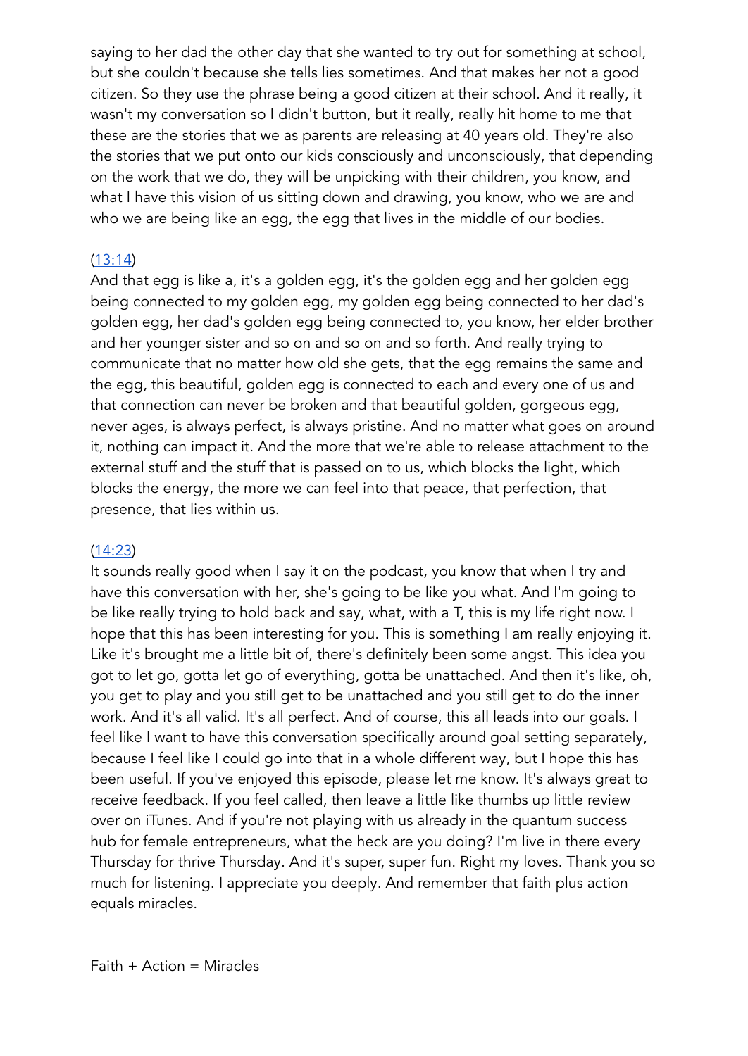saying to her dad the other day that she wanted to try out for something at school, but she couldn't because she tells lies sometimes. And that makes her not a good citizen. So they use the phrase being a good citizen at their school. And it really, it wasn't my conversation so I didn't button, but it really, really hit home to me that these are the stories that we as parents are releasing at 40 years old. They're also the stories that we put onto our kids consciously and unconsciously, that depending on the work that we do, they will be unpicking with their children, you know, and what I have this vision of us sitting down and drawing, you know, who we are and who we are being like an egg, the egg that lives in the middle of our bodies.

(13:14)
And that egg is like a, it's a golden egg, it's the golden egg and her golden egg being connected to my golden egg, my golden egg being connected to her dad's golden egg, her dad's golden egg being connected to, you know, her elder brother and her younger sister and so on and so on and so forth. And really trying to communicate that no matter how old she gets, that the egg remains the same and the egg, this beautiful, golden egg is connected to each and every one of us and that connection can never be broken and that beautiful golden, gorgeous egg, never ages, is always perfect, is always pristine. And no matter what goes on around it, nothing can impact it. And the more that we're able to release attachment to the external stuff and the stuff that is passed on to us, which blocks the light, which blocks the energy, the more we can feel into that peace, that perfection, that presence, that lies within us.

(14:23)
It sounds really good when I say it on the podcast, you know that when I try and have this conversation with her, she's going to be like you what. And I'm going to be like really trying to hold back and say, what, with a T, this is my life right now. I hope that this has been interesting for you. This is something I am really enjoying it. Like it's brought me a little bit of, there's definitely been some angst. This idea you got to let go, gotta let go of everything, gotta be unattached. And then it's like, oh, you get to play and you still get to be unattached and you still get to do the inner work. And it's all valid. It's all perfect. And of course, this all leads into our goals. I feel like I want to have this conversation specifically around goal setting separately, because I feel like I could go into that in a whole different way, but I hope this has been useful. If you've enjoyed this episode, please let me know. It's always great to receive feedback. If you feel called, then leave a little like thumbs up little review over on iTunes. And if you're not playing with us already in the quantum success hub for female entrepreneurs, what the heck are you doing? I'm live in there every Thursday for thrive Thursday. And it's super, super fun. Right my loves. Thank you so much for listening. I appreciate you deeply. And remember that faith plus action equals miracles.

Faith + Action = Miracles